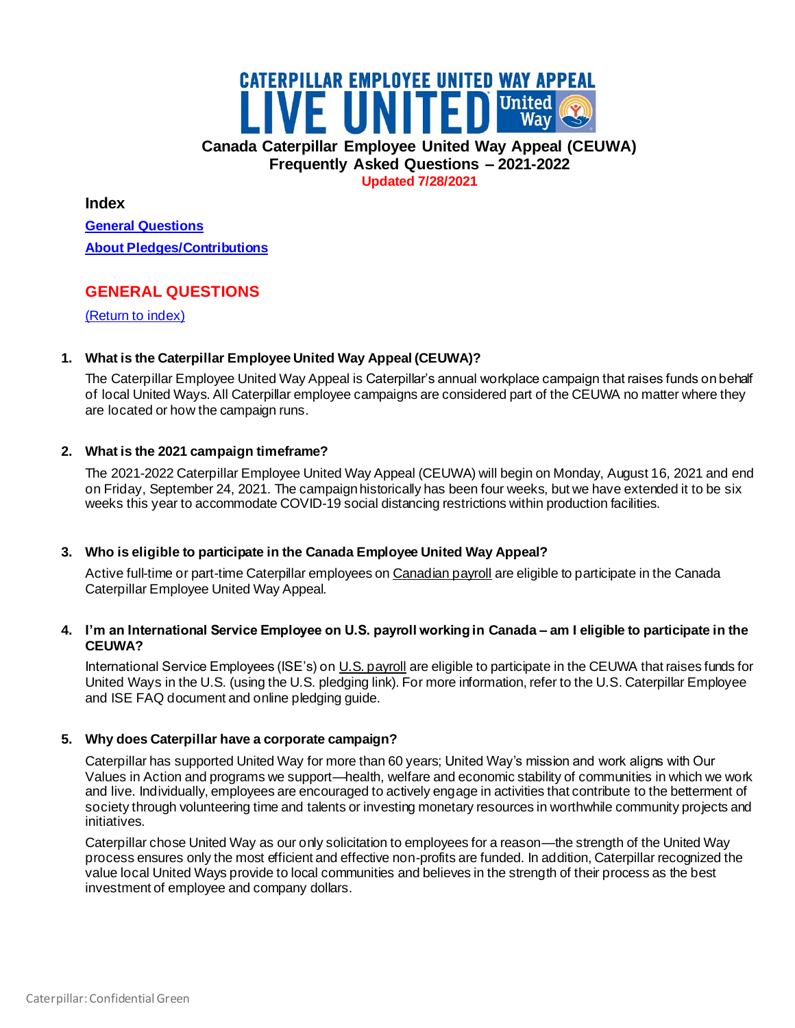# CATERPILLAR EMPLOYEE UNITED WAY APPEAL

# LIVE UNITED United Way

## Canada Caterpillar Employee United Way Appeal (CEUWA)
## Frequently Asked Questions – 2021-2022

**Updated 7/28/2021**

### Index

[General Questions](#general-questions)

[About Pledges/Contributions](#about-pledgescontributions)

## GENERAL QUESTIONS

[(Return to index)](#index)

1. **What is the Caterpillar Employee United Way Appeal (CEUWA)?**

   The Caterpillar Employee United Way Appeal is Caterpillar's annual workplace campaign that raises funds on behalf of local United Ways. All Caterpillar employee campaigns are considered part of the CEUWA no matter where they are located or how the campaign runs.

2. **What is the 2021 campaign timeframe?**

   The 2021-2022 Caterpillar Employee United Way Appeal (CEUWA) will begin on Monday, August 16, 2021 and end on Friday, September 24, 2021. The campaign historically has been four weeks, but we have extended it to be six weeks this year to accommodate COVID-19 social distancing restrictions within production facilities.

3. **Who is eligible to participate in the Canada Employee United Way Appeal?**

   Active full-time or part-time Caterpillar employees on Canadian payroll are eligible to participate in the Canada Caterpillar Employee United Way Appeal.

4. **I'm an International Service Employee on U.S. payroll working in Canada – am I eligible to participate in the CEUWA?**

   International Service Employees (ISE's) on U.S. payroll are eligible to participate in the CEUWA that raises funds for United Ways in the U.S. (using the U.S. pledging link). For more information, refer to the U.S. Caterpillar Employee and ISE FAQ document and online pledging guide.

5. **Why does Caterpillar have a corporate campaign?**

   Caterpillar has supported United Way for more than 60 years; United Way's mission and work aligns with Our Values in Action and programs we support—health, welfare and economic stability of communities in which we work and live. Individually, employees are encouraged to actively engage in activities that contribute to the betterment of society through volunteering time and talents or investing monetary resources in worthwhile community projects and initiatives.

   Caterpillar chose United Way as our only solicitation to employees for a reason—the strength of the United Way process ensures only the most efficient and effective non-profits are funded. In addition, Caterpillar recognized the value local United Ways provide to local communities and believes in the strength of their process as the best investment of employee and company dollars.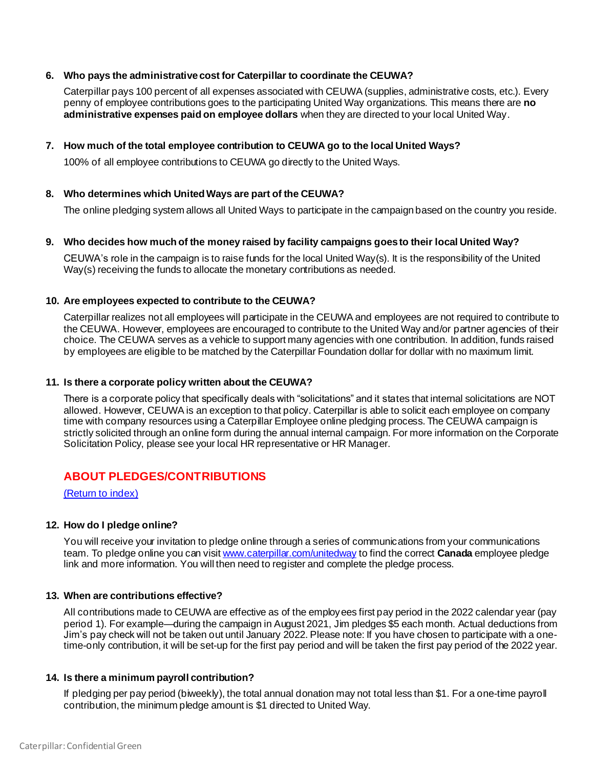6. **Who pays the administrative cost for Caterpillar to coordinate the CEUWA?**

   Caterpillar pays 100 percent of all expenses associated with CEUWA (supplies, administrative costs, etc.). Every penny of employee contributions goes to the participating United Way organizations. This means there are **no administrative expenses paid on employee dollars** when they are directed to your local United Way.

7. **How much of the total employee contribution to CEUWA go to the local United Ways?**

   100% of all employee contributions to CEUWA go directly to the United Ways.

8. **Who determines which United Ways are part of the CEUWA?**

   The online pledging system allows all United Ways to participate in the campaign based on the country you reside.

9. **Who decides how much of the money raised by facility campaigns goes to their local United Way?**

   CEUWA's role in the campaign is to raise funds for the local United Way(s). It is the responsibility of the United Way(s) receiving the funds to allocate the monetary contributions as needed.

10. **Are employees expected to contribute to the CEUWA?**

    Caterpillar realizes not all employees will participate in the CEUWA and employees are not required to contribute to the CEUWA. However, employees are encouraged to contribute to the United Way and/or partner agencies of their choice. The CEUWA serves as a vehicle to support many agencies with one contribution. In addition, funds raised by employees are eligible to be matched by the Caterpillar Foundation dollar for dollar with no maximum limit.

11. **Is there a corporate policy written about the CEUWA?**

    There is a corporate policy that specifically deals with "solicitations" and it states that internal solicitations are NOT allowed. However, CEUWA is an exception to that policy. Caterpillar is able to solicit each employee on company time with company resources using a Caterpillar Employee online pledging process. The CEUWA campaign is strictly solicited through an online form during the annual internal campaign. For more information on the Corporate Solicitation Policy, please see your local HR representative or HR Manager.

## ABOUT PLEDGES/CONTRIBUTIONS

(Return to index)

12. **How do I pledge online?**

    You will receive your invitation to pledge online through a series of communications from your communications team. To pledge online you can visit www.caterpillar.com/unitedway to find the correct **Canada** employee pledge link and more information. You will then need to register and complete the pledge process.

13. **When are contributions effective?**

    All contributions made to CEUWA are effective as of the employees first pay period in the 2022 calendar year (pay period 1). For example—during the campaign in August 2021, Jim pledges $5 each month. Actual deductions from Jim's pay check will not be taken out until January 2022. Please note: If you have chosen to participate with a one-time-only contribution, it will be set-up for the first pay period and will be taken the first pay period of the 2022 year.

14. **Is there a minimum payroll contribution?**

    If pledging per pay period (biweekly), the total annual donation may not total less than $1. For a one-time payroll contribution, the minimum pledge amount is $1 directed to United Way.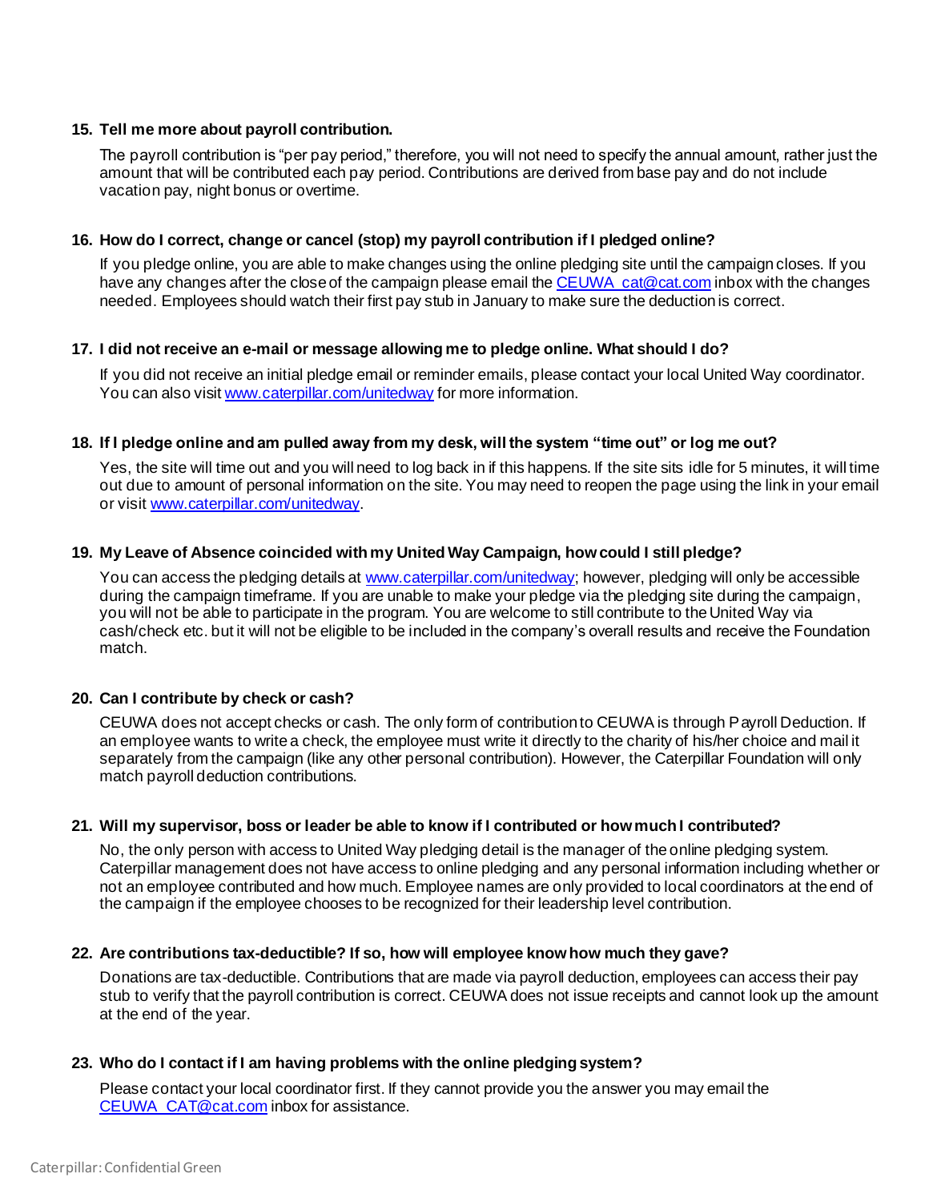**15. Tell me more about payroll contribution.**

The payroll contribution is "per pay period," therefore, you will not need to specify the annual amount, rather just the amount that will be contributed each pay period. Contributions are derived from base pay and do not include vacation pay, night bonus or overtime.

**16. How do I correct, change or cancel (stop) my payroll contribution if I pledged online?**

If you pledge online, you are able to make changes using the online pledging site until the campaign closes. If you have any changes after the close of the campaign please email the CEUWA_cat@cat.com inbox with the changes needed. Employees should watch their first pay stub in January to make sure the deduction is correct.

**17. I did not receive an e-mail or message allowing me to pledge online. What should I do?**

If you did not receive an initial pledge email or reminder emails, please contact your local United Way coordinator. You can also visit www.caterpillar.com/unitedway for more information.

**18. If I pledge online and am pulled away from my desk, will the system "time out" or log me out?**

Yes, the site will time out and you will need to log back in if this happens. If the site sits idle for 5 minutes, it will time out due to amount of personal information on the site. You may need to reopen the page using the link in your email or visit www.caterpillar.com/unitedway.

**19. My Leave of Absence coincided with my United Way Campaign, how could I still pledge?**

You can access the pledging details at www.caterpillar.com/unitedway; however, pledging will only be accessible during the campaign timeframe. If you are unable to make your pledge via the pledging site during the campaign, you will not be able to participate in the program. You are welcome to still contribute to the United Way via cash/check etc. but it will not be eligible to be included in the company's overall results and receive the Foundation match.

**20. Can I contribute by check or cash?**

CEUWA does not accept checks or cash. The only form of contribution to CEUWA is through Payroll Deduction. If an employee wants to write a check, the employee must write it directly to the charity of his/her choice and mail it separately from the campaign (like any other personal contribution). However, the Caterpillar Foundation will only match payroll deduction contributions.

**21. Will my supervisor, boss or leader be able to know if I contributed or how much I contributed?**

No, the only person with access to United Way pledging detail is the manager of the online pledging system. Caterpillar management does not have access to online pledging and any personal information including whether or not an employee contributed and how much. Employee names are only provided to local coordinators at the end of the campaign if the employee chooses to be recognized for their leadership level contribution.

**22. Are contributions tax-deductible? If so, how will employee know how much they gave?**

Donations are tax-deductible. Contributions that are made via payroll deduction, employees can access their pay stub to verify that the payroll contribution is correct. CEUWA does not issue receipts and cannot look up the amount at the end of the year.

**23. Who do I contact if I am having problems with the online pledging system?**

Please contact your local coordinator first. If they cannot provide you the answer you may email the CEUWA_CAT@cat.com inbox for assistance.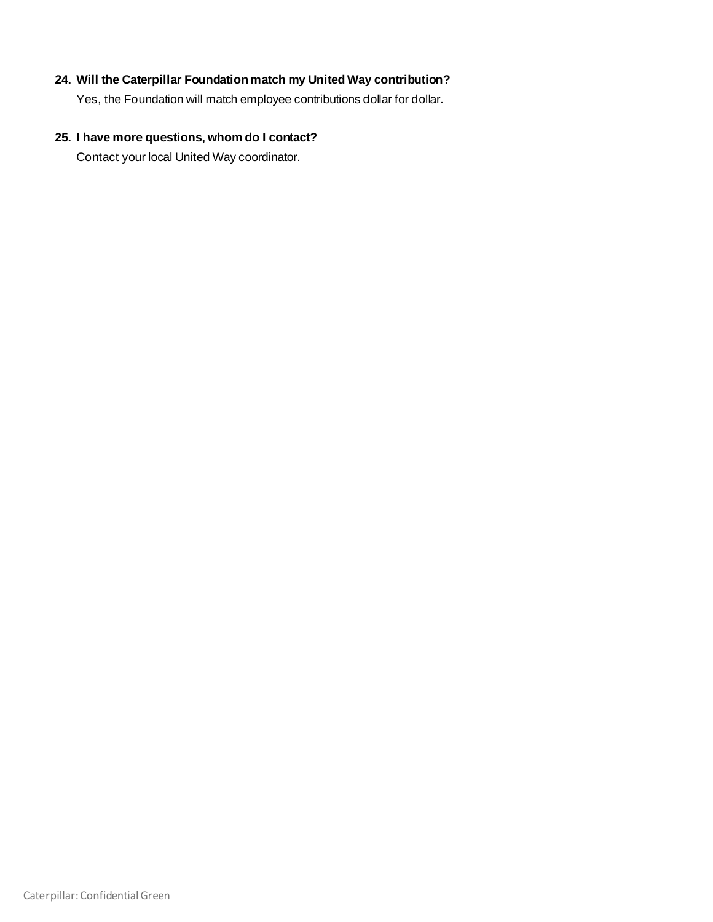**24. Will the Caterpillar Foundation match my United Way contribution?**

Yes, the Foundation will match employee contributions dollar for dollar.

**25. I have more questions, whom do I contact?**

Contact your local United Way coordinator.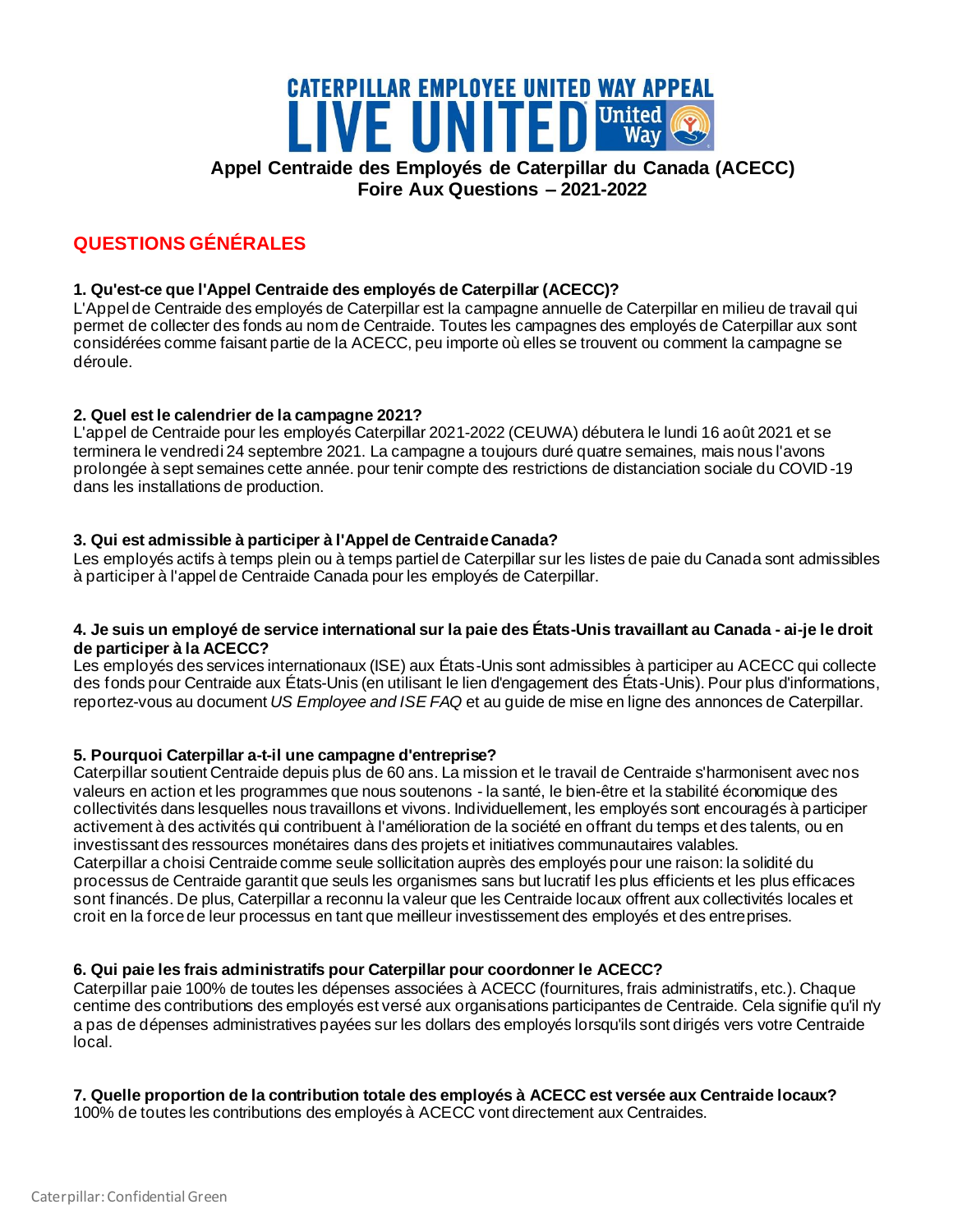# CATERPILLAR EMPLOYEE UNITED WAY APPEAL LIVE UNITED

## Appel Centraide des Employés de Caterpillar du Canada (ACECC)
## Foire Aux Questions – 2021-2022

## QUESTIONS GÉNÉRALES

**1. Qu'est-ce que l'Appel Centraide des employés de Caterpillar (ACECC)?**
L'Appel de Centraide des employés de Caterpillar est la campagne annuelle de Caterpillar en milieu de travail qui permet de collecter des fonds au nom de Centraide. Toutes les campagnes des employés de Caterpillar aux sont considérées comme faisant partie de la ACECC, peu importe où elles se trouvent ou comment la campagne se déroule.

**2. Quel est le calendrier de la campagne 2021?**
L'appel de Centraide pour les employés Caterpillar 2021-2022 (CEUWA) débutera le lundi 16 août 2021 et se terminera le vendredi 24 septembre 2021. La campagne a toujours duré quatre semaines, mais nous l'avons prolongée à sept semaines cette année. pour tenir compte des restrictions de distanciation sociale du COVID-19 dans les installations de production.

**3. Qui est admissible à participer à l'Appel de Centraide Canada?**
Les employés actifs à temps plein ou à temps partiel de Caterpillar sur les listes de paie du Canada sont admissibles à participer à l'appel de Centraide Canada pour les employés de Caterpillar.

**4. Je suis un employé de service international sur la paie des États-Unis travaillant au Canada - ai-je le droit de participer à la ACECC?**
Les employés des services internationaux (ISE) aux États-Unis sont admissibles à participer au ACECC qui collecte des fonds pour Centraide aux États-Unis (en utilisant le lien d'engagement des États-Unis). Pour plus d'informations, reportez-vous au document *US Employee and ISE FAQ* et au guide de mise en ligne des annonces de Caterpillar.

**5. Pourquoi Caterpillar a-t-il une campagne d'entreprise?**
Caterpillar soutient Centraide depuis plus de 60 ans. La mission et le travail de Centraide s'harmonisent avec nos valeurs en action et les programmes que nous soutenons - la santé, le bien-être et la stabilité économique des collectivités dans lesquelles nous travaillons et vivons. Individuellement, les employés sont encouragés à participer activement à des activités qui contribuent à l'amélioration de la société en offrant du temps et des talents, ou en investissant des ressources monétaires dans des projets et initiatives communautaires valables.
Caterpillar a choisi Centraide comme seule sollicitation auprès des employés pour une raison: la solidité du processus de Centraide garantit que seuls les organismes sans but lucratif les plus efficients et les plus efficaces sont financés. De plus, Caterpillar a reconnu la valeur que les Centraide locaux offrent aux collectivités locales et croit en la force de leur processus en tant que meilleur investissement des employés et des entreprises.

**6. Qui paie les frais administratifs pour Caterpillar pour coordonner le ACECC?**
Caterpillar paie 100% de toutes les dépenses associées à ACECC (fournitures, frais administratifs, etc.). Chaque centime des contributions des employés est versé aux organisations participantes de Centraide. Cela signifie qu'il n'y a pas de dépenses administratives payées sur les dollars des employés lorsqu'ils sont dirigés vers votre Centraide local.

**7. Quelle proportion de la contribution totale des employés à ACECC est versée aux Centraide locaux?**
100% de toutes les contributions des employés à ACECC vont directement aux Centraides.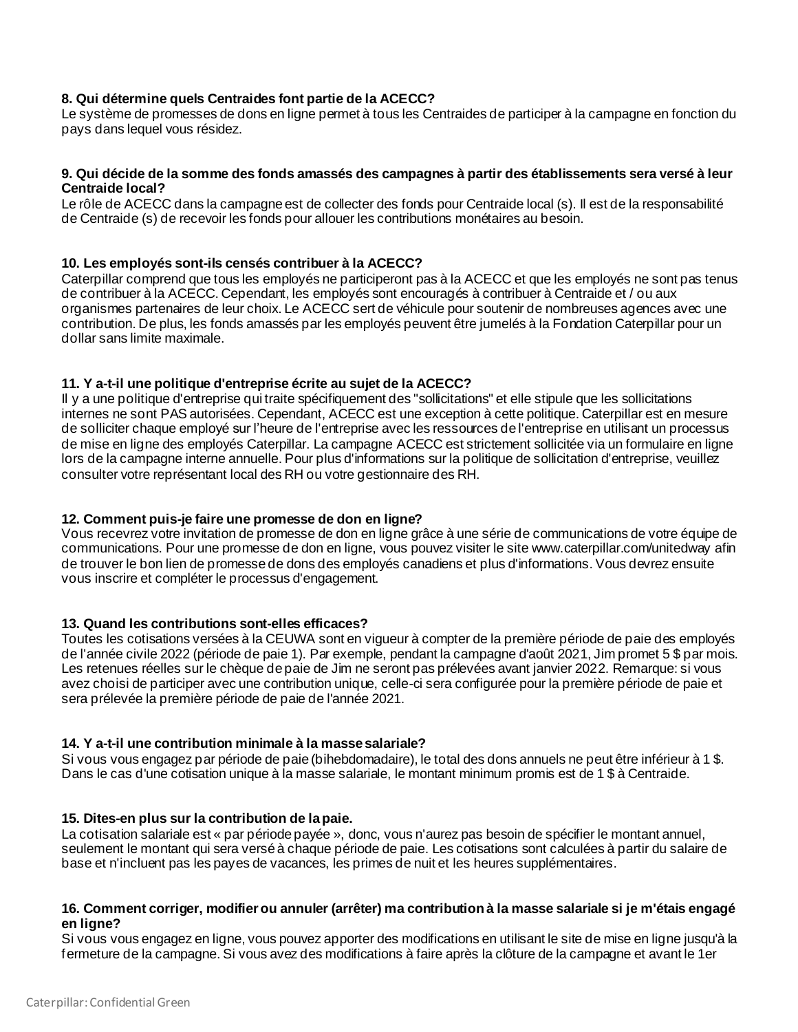**8. Qui détermine quels Centraides font partie de la ACECC?**
Le système de promesses de dons en ligne permet à tous les Centraides de participer à la campagne en fonction du pays dans lequel vous résidez.

**9. Qui décide de la somme des fonds amassés des campagnes à partir des établissements sera versé à leur Centraide local?**
Le rôle de ACECC dans la campagne est de collecter des fonds pour Centraide local (s). Il est de la responsabilité de Centraide (s) de recevoir les fonds pour allouer les contributions monétaires au besoin.

**10. Les employés sont-ils censés contribuer à la ACECC?**
Caterpillar comprend que tous les employés ne participeront pas à la ACECC et que les employés ne sont pas tenus de contribuer à la ACECC. Cependant, les employés sont encouragés à contribuer à Centraide et / ou aux organismes partenaires de leur choix. Le ACECC sert de véhicule pour soutenir de nombreuses agences avec une contribution. De plus, les fonds amassés par les employés peuvent être jumelés à la Fondation Caterpillar pour un dollar sans limite maximale.

**11. Y a-t-il une politique d'entreprise écrite au sujet de la ACECC?**
Il y a une politique d'entreprise qui traite spécifiquement des "sollicitations" et elle stipule que les sollicitations internes ne sont PAS autorisées. Cependant, ACECC est une exception à cette politique. Caterpillar est en mesure de solliciter chaque employé sur l'heure de l'entreprise avec les ressources de l'entreprise en utilisant un processus de mise en ligne des employés Caterpillar. La campagne ACECC est strictement sollicitée via un formulaire en ligne lors de la campagne interne annuelle. Pour plus d'informations sur la politique de sollicitation d'entreprise, veuillez consulter votre représentant local des RH ou votre gestionnaire des RH.

**12. Comment puis-je faire une promesse de don en ligne?**
Vous recevrez votre invitation de promesse de don en ligne grâce à une série de communications de votre équipe de communications. Pour une promesse de don en ligne, vous pouvez visiter le site www.caterpillar.com/unitedway afin de trouver le bon lien de promesse de dons des employés canadiens et plus d'informations. Vous devrez ensuite vous inscrire et compléter le processus d'engagement.

**13. Quand les contributions sont-elles efficaces?**
Toutes les cotisations versées à la CEUWA sont en vigueur à compter de la première période de paie des employés de l'année civile 2022 (période de paie 1). Par exemple, pendant la campagne d'août 2021, Jim promet 5 $ par mois. Les retenues réelles sur le chèque de paie de Jim ne seront pas prélevées avant janvier 2022. Remarque: si vous avez choisi de participer avec une contribution unique, celle-ci sera configurée pour la première période de paie et sera prélevée la première période de paie de l'année 2021.

**14. Y a-t-il une contribution minimale à la masse salariale?**
Si vous vous engagez par période de paie (bihebdomadaire), le total des dons annuels ne peut être inférieur à 1 $. Dans le cas d'une cotisation unique à la masse salariale, le montant minimum promis est de 1 $ à Centraide.

**15. Dites-en plus sur la contribution de la paie.**
La cotisation salariale est « par période payée », donc, vous n'aurez pas besoin de spécifier le montant annuel, seulement le montant qui sera versé à chaque période de paie. Les cotisations sont calculées à partir du salaire de base et n'incluent pas les payes de vacances, les primes de nuit et les heures supplémentaires.

**16. Comment corriger, modifier ou annuler (arrêter) ma contribution à la masse salariale si je m'étais engagé en ligne?**
Si vous vous engagez en ligne, vous pouvez apporter des modifications en utilisant le site de mise en ligne jusqu'à la fermeture de la campagne. Si vous avez des modifications à faire après la clôture de la campagne et avant le 1er

Caterpillar: Confidential Green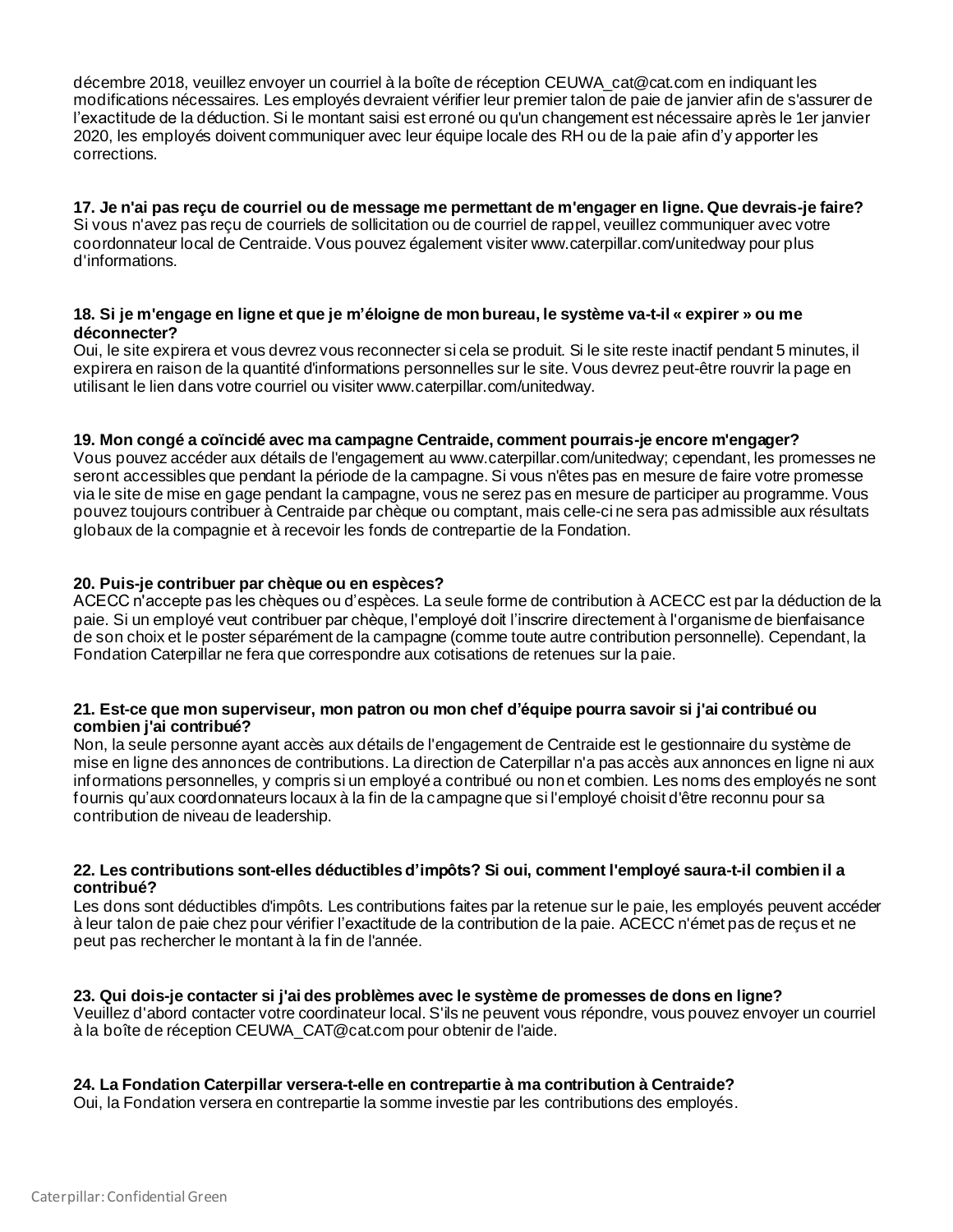décembre 2018, veuillez envoyer un courriel à la boîte de réception CEUWA_cat@cat.com en indiquant les modifications nécessaires. Les employés devraient vérifier leur premier talon de paie de janvier afin de s'assurer de l'exactitude de la déduction. Si le montant saisi est erroné ou qu'un changement est nécessaire après le 1er janvier 2020, les employés doivent communiquer avec leur équipe locale des RH ou de la paie afin d'y apporter les corrections.

**17. Je n'ai pas reçu de courriel ou de message me permettant de m'engager en ligne. Que devrais-je faire?**
Si vous n'avez pas reçu de courriels de sollicitation ou de courriel de rappel, veuillez communiquer avec votre coordonnateur local de Centraide. Vous pouvez également visiter www.caterpillar.com/unitedway pour plus d'informations.

**18. Si je m'engage en ligne et que je m'éloigne de mon bureau, le système va-t-il « expirer » ou me déconnecter?**
Oui, le site expirera et vous devrez vous reconnecter si cela se produit. Si le site reste inactif pendant 5 minutes, il expirera en raison de la quantité d'informations personnelles sur le site. Vous devrez peut-être rouvrir la page en utilisant le lien dans votre courriel ou visiter www.caterpillar.com/unitedway.

**19. Mon congé a coïncidé avec ma campagne Centraide, comment pourrais-je encore m'engager?**
Vous pouvez accéder aux détails de l'engagement au www.caterpillar.com/unitedway; cependant, les promesses ne seront accessibles que pendant la période de la campagne. Si vous n'êtes pas en mesure de faire votre promesse via le site de mise en gage pendant la campagne, vous ne serez pas en mesure de participer au programme. Vous pouvez toujours contribuer à Centraide par chèque ou comptant, mais celle-ci ne sera pas admissible aux résultats globaux de la compagnie et à recevoir les fonds de contrepartie de la Fondation.

**20. Puis-je contribuer par chèque ou en espèces?**
ACECC n'accepte pas les chèques ou d'espèces. La seule forme de contribution à ACECC est par la déduction de la paie. Si un employé veut contribuer par chèque, l'employé doit l'inscrire directement à l'organisme de bienfaisance de son choix et le poster séparément de la campagne (comme toute autre contribution personnelle). Cependant, la Fondation Caterpillar ne fera que correspondre aux cotisations de retenues sur la paie.

**21. Est-ce que mon superviseur, mon patron ou mon chef d'équipe pourra savoir si j'ai contribué ou combien j'ai contribué?**
Non, la seule personne ayant accès aux détails de l'engagement de Centraide est le gestionnaire du système de mise en ligne des annonces de contributions. La direction de Caterpillar n'a pas accès aux annonces en ligne ni aux informations personnelles, y compris si un employé a contribué ou non et combien. Les noms des employés ne sont fournis qu'aux coordonnateurs locaux à la fin de la campagne que si l'employé choisit d'être reconnu pour sa contribution de niveau de leadership.

**22. Les contributions sont-elles déductibles d'impôts? Si oui, comment l'employé saura-t-il combien il a contribué?**
Les dons sont déductibles d'impôts. Les contributions faites par la retenue sur le paie, les employés peuvent accéder à leur talon de paie chez pour vérifier l'exactitude de la contribution de la paie. ACECC n'émet pas de reçus et ne peut pas rechercher le montant à la fin de l'année.

**23. Qui dois-je contacter si j'ai des problèmes avec le système de promesses de dons en ligne?**
Veuillez d'abord contacter votre coordinateur local. S'ils ne peuvent vous répondre, vous pouvez envoyer un courriel à la boîte de réception CEUWA_CAT@cat.com pour obtenir de l'aide.

**24. La Fondation Caterpillar versera-t-elle en contrepartie à ma contribution à Centraide?**
Oui, la Fondation versera en contrepartie la somme investie par les contributions des employés.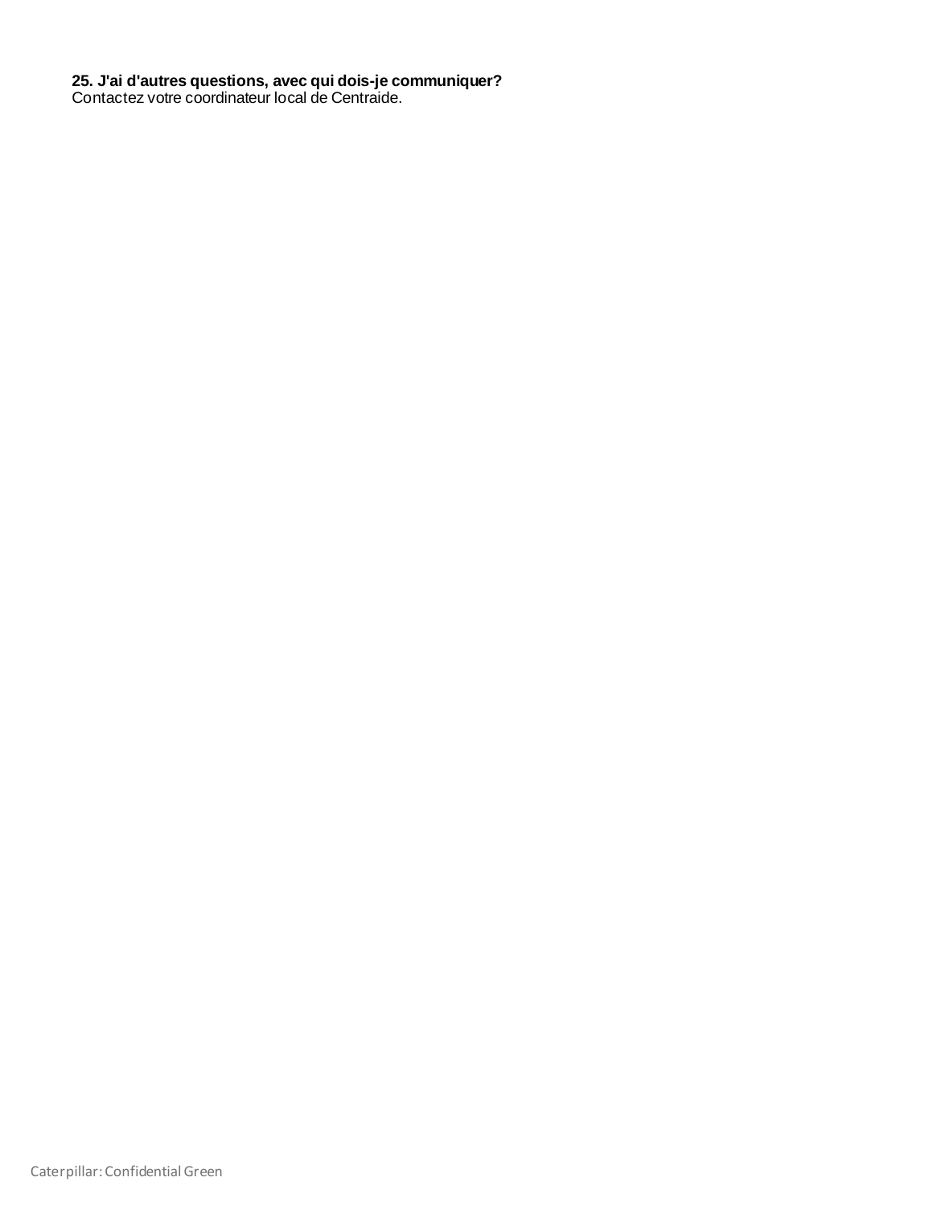**25. J'ai d'autres questions, avec qui dois-je communiquer?**
Contactez votre coordinateur local de Centraide.